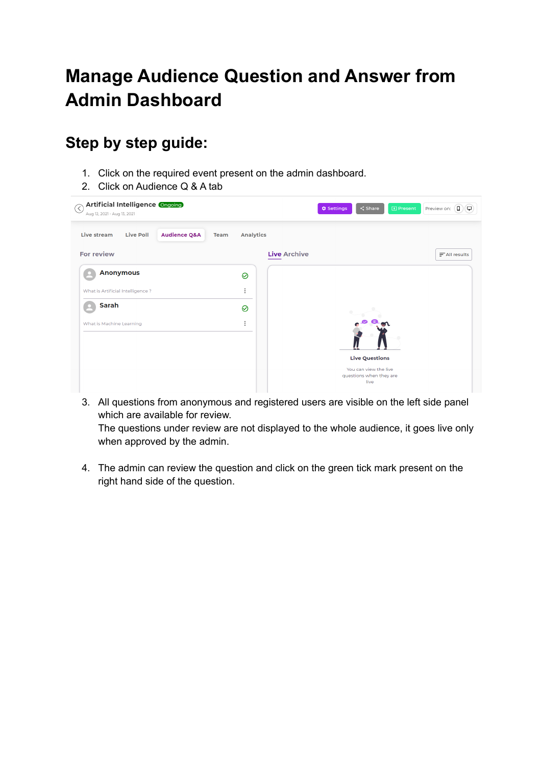# Manage Audience Question and Answer from Admin Dashboard

## Step by step guide:

1. Click on the required event present on the admin dashboard.
2. Click on Audience Q & A tab

3. All questions from anonymous and registered users are visible on the left side panel which are available for review.
   The questions under review are not displayed to the whole audience, it goes live only when approved by the admin.

4. The admin can review the question and click on the green tick mark present on the right hand side of the question.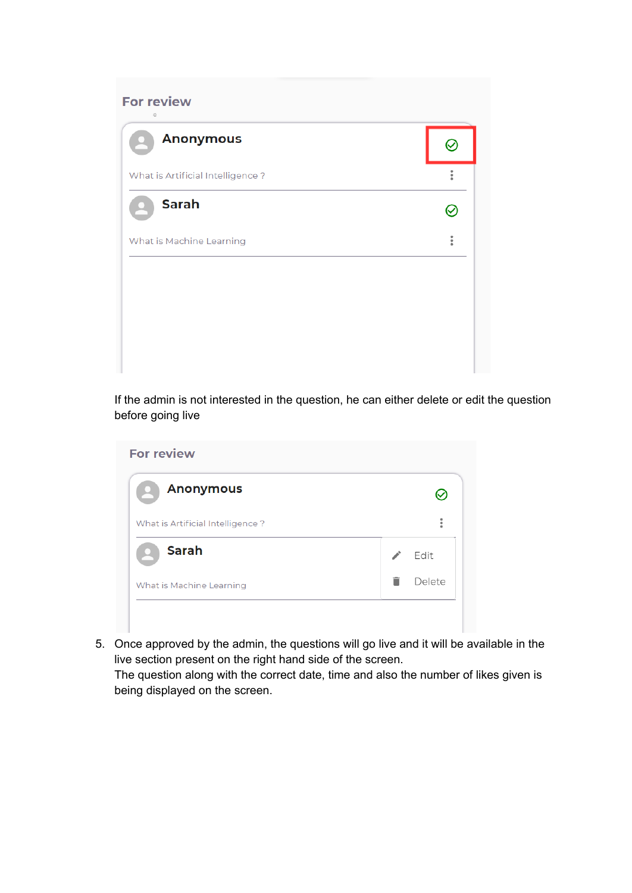If the admin is not interested in the question, he can either delete or edit the question before going live

5. Once approved by the admin, the questions will go live and it will be available in the live section present on the right hand side of the screen.
   The question along with the correct date, time and also the number of likes given is being displayed on the screen.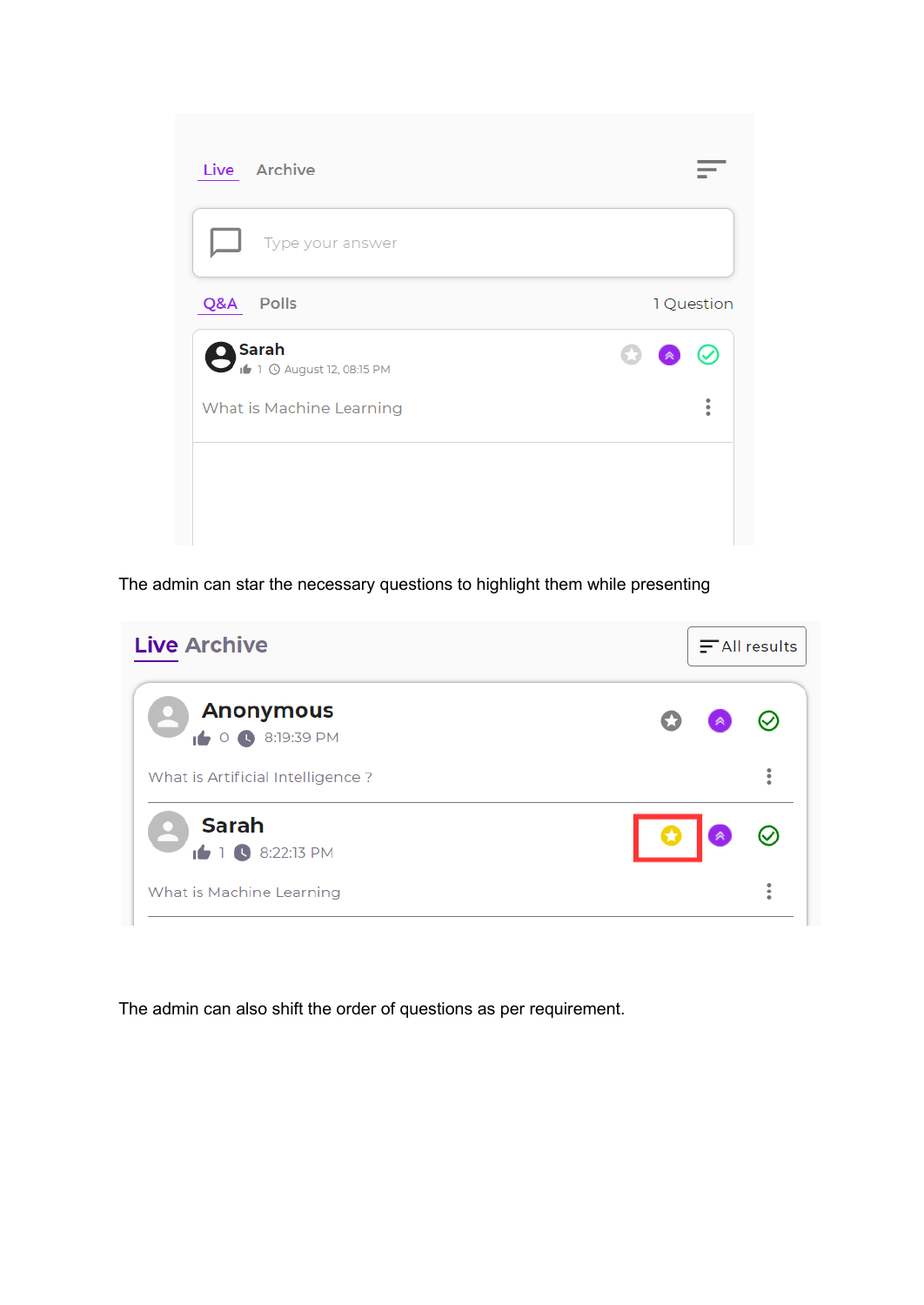The admin can star the necessary questions to highlight them while presenting

The admin can also shift the order of questions as per requirement.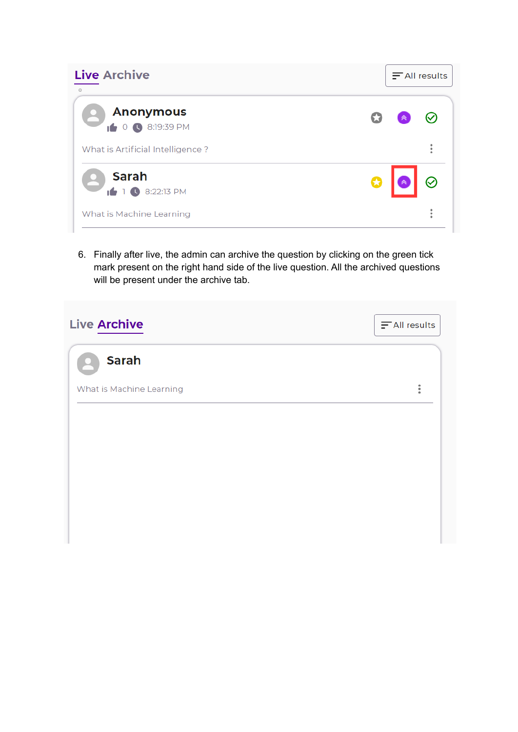Live Archive

All results

**Anonymous**

0 8:19:39 PM

What is Artificial Intelligence ?

**Sarah**

1 8:22:13 PM

What is Machine Learning

6. Finally after live, the admin can archive the question by clicking on the green tick mark present on the right hand side of the live question. All the archived questions will be present under the archive tab.

Live Archive

All results

**Sarah**

What is Machine Learning